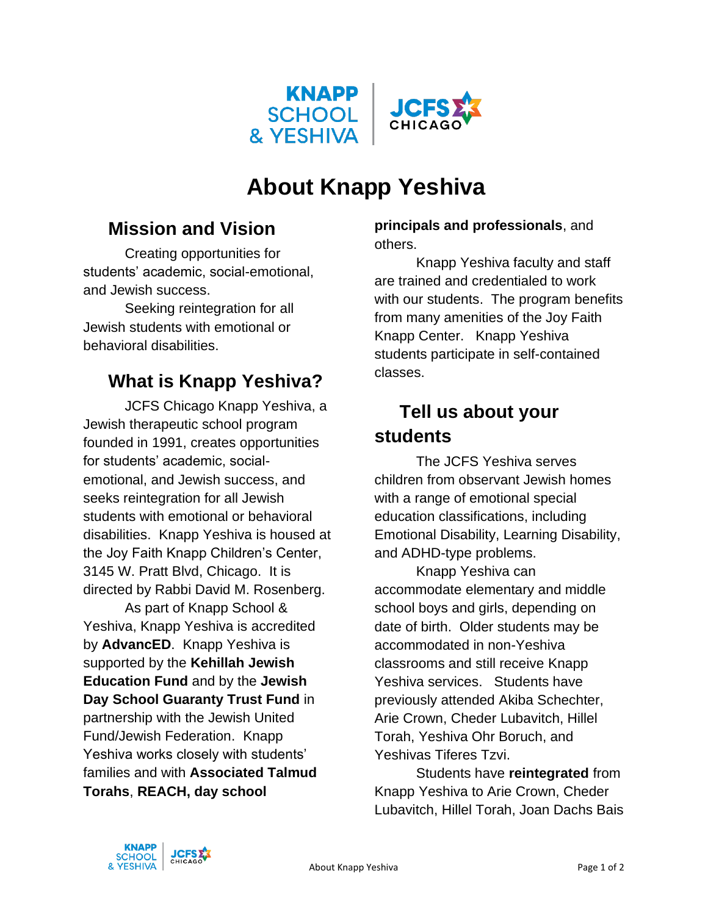# About Knapp Yeshiva

## Mission and Vision

Creating opportunities for students' academic, social-emotional, and Jewish success.

Seeking reintegration for all Jewish students with emotional or behavioral disabilities.

## What is Knapp Yeshiva?

JCFS Chicago Knapp Yeshiva, a Jewish therapeutic school program founded in 1991, creates opportunities for students' academic, social-emotional, and Jewish success, and seeks reintegration for all Jewish students with emotional or behavioral disabilities. Knapp Yeshiva is housed at the Joy Faith Knapp Children's Center, 3145 W. Pratt Blvd, Chicago. It is directed by Rabbi David M. Rosenberg.

As part of Knapp School & Yeshiva, Knapp Yeshiva is accredited by **AdvancED**. Knapp Yeshiva is supported by the **Kehillah Jewish Education Fund** and by the **Jewish Day School Guaranty Trust Fund** in partnership with the Jewish United Fund/Jewish Federation. Knapp Yeshiva works closely with students' families and with **Associated Talmud Torahs**, **REACH, day school principals and professionals**, and others.

Knapp Yeshiva faculty and staff are trained and credentialed to work with our students. The program benefits from many amenities of the Joy Faith Knapp Center. Knapp Yeshiva students participate in self-contained classes.

## Tell us about your students

The JCFS Yeshiva serves children from observant Jewish homes with a range of emotional special education classifications, including Emotional Disability, Learning Disability, and ADHD-type problems.

Knapp Yeshiva can accommodate elementary and middle school boys and girls, depending on date of birth. Older students may be accommodated in non-Yeshiva classrooms and still receive Knapp Yeshiva services. Students have previously attended Akiba Schechter, Arie Crown, Cheder Lubavitch, Hillel Torah, Yeshiva Ohr Boruch, and Yeshivas Tiferes Tzvi.

Students have **reintegrated** from Knapp Yeshiva to Arie Crown, Cheder Lubavitch, Hillel Torah, Joan Dachs Bais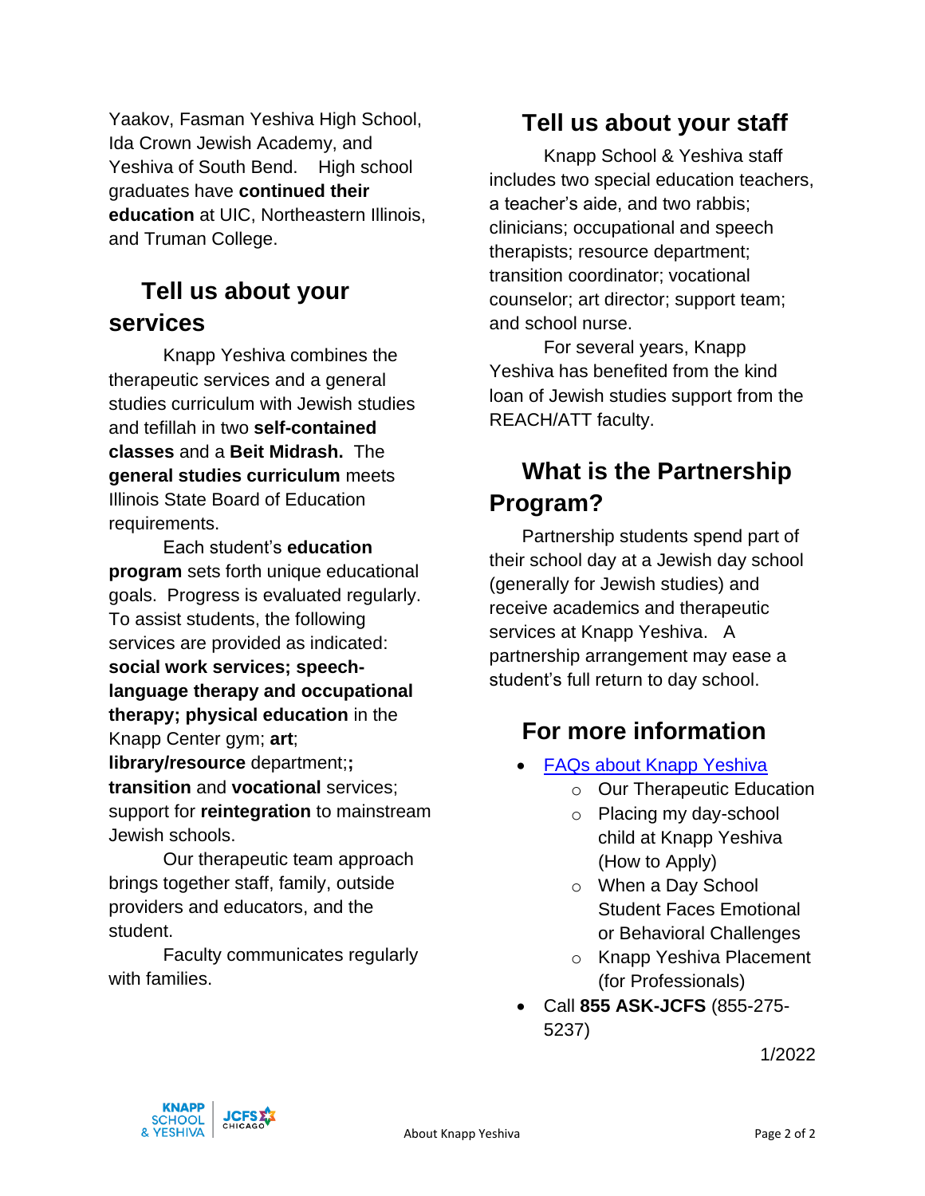Yaakov, Fasman Yeshiva High School, Ida Crown Jewish Academy, and Yeshiva of South Bend. High school graduates have **continued their education** at UIC, Northeastern Illinois, and Truman College.

## Tell us about your services

Knapp Yeshiva combines the therapeutic services and a general studies curriculum with Jewish studies and tefillah in two **self-contained classes** and a **Beit Midrash.** The **general studies curriculum** meets Illinois State Board of Education requirements.

Each student's **education program** sets forth unique educational goals. Progress is evaluated regularly. To assist students, the following services are provided as indicated: **social work services; speech-language therapy and occupational therapy; physical education** in the Knapp Center gym; **art**; **library/resource** department;**;** **transition** and **vocational** services; support for **reintegration** to mainstream Jewish schools.

Our therapeutic team approach brings together staff, family, outside providers and educators, and the student.

Faculty communicates regularly with families.

## Tell us about your staff

Knapp School & Yeshiva staff includes two special education teachers, a teacher's aide, and two rabbis; clinicians; occupational and speech therapists; resource department; transition coordinator; vocational counselor; art director; support team; and school nurse.

For several years, Knapp Yeshiva has benefited from the kind loan of Jewish studies support from the REACH/ATT faculty.

## What is the Partnership Program?

Partnership students spend part of their school day at a Jewish day school (generally for Jewish studies) and receive academics and therapeutic services at Knapp Yeshiva. A partnership arrangement may ease a student's full return to day school.

## For more information

- FAQs about Knapp Yeshiva
  - Our Therapeutic Education
  - Placing my day-school child at Knapp Yeshiva (How to Apply)
  - When a Day School Student Faces Emotional or Behavioral Challenges
  - Knapp Yeshiva Placement (for Professionals)
- Call **855 ASK-JCFS** (855-275-5237)

1/2022